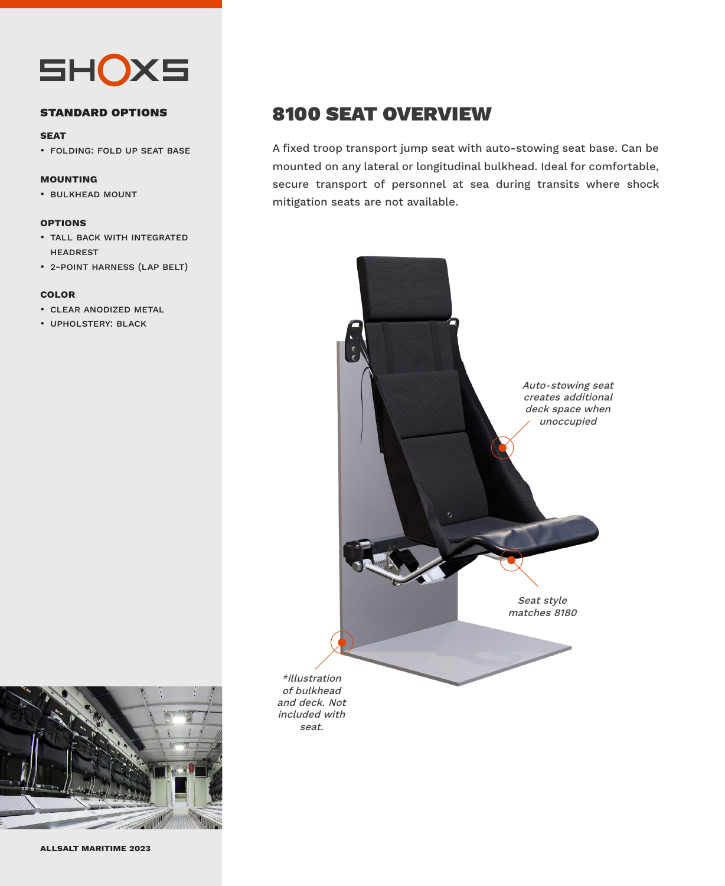SHOXS

## STANDARD OPTIONS

**SEAT**

- FOLDING: FOLD UP SEAT BASE

**MOUNTING**

- BULKHEAD MOUNT

**OPTIONS**

- TALL BACK WITH INTEGRATED HEADREST
- 2-POINT HARNESS (LAP BELT)

**COLOR**

- CLEAR ANODIZED METAL
- UPHOLSTERY: BLACK

**ALLSALT MARITIME 2023**

# 8100 SEAT OVERVIEW

A fixed troop transport jump seat with auto-stowing seat base. Can be mounted on any lateral or longitudinal bulkhead. Ideal for comfortable, secure transport of personnel at sea during transits where shock mitigation seats are not available.

*Auto-stowing seat creates additional deck space when unoccupied*

*Seat style matches 8180*

*\*illustration of bulkhead and deck. Not included with seat.*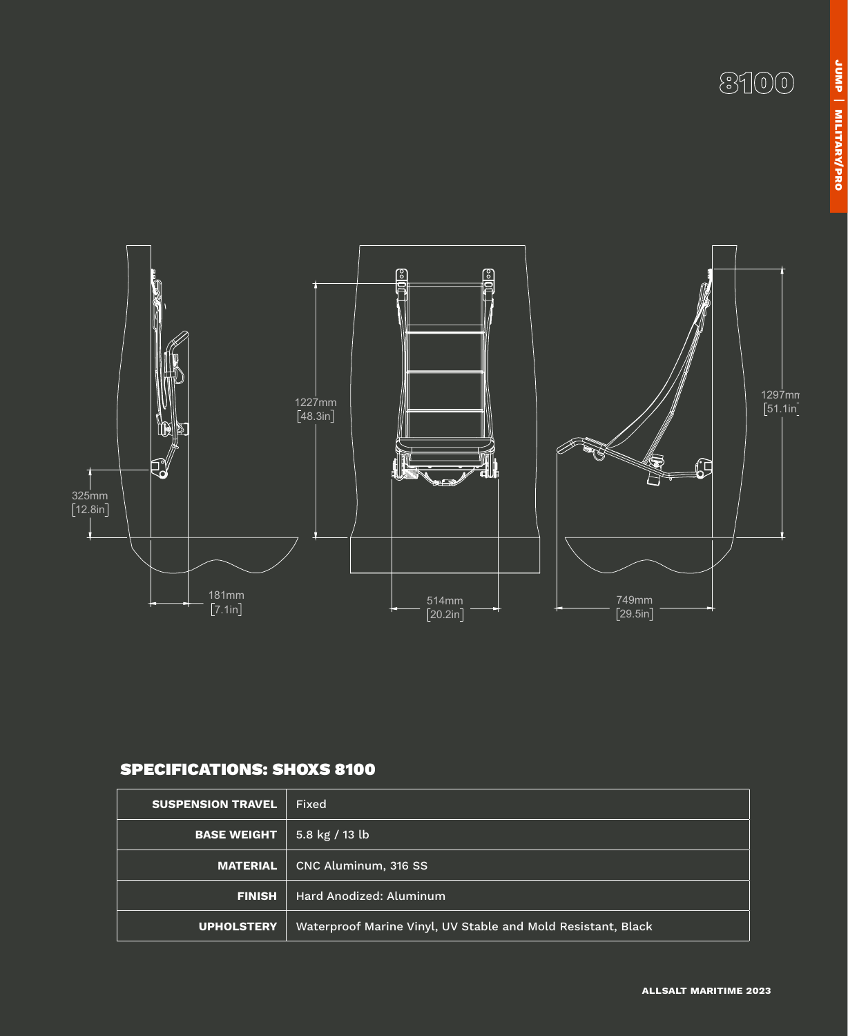# 8100

JUMP | MILITARY/PRO

1227mm [48.3in]

1297mm [51.1in]

325mm [12.8in]

181mm [7.1in]

514mm [20.2in]

749mm [29.5in]

## SPECIFICATIONS: SHOXS 8100

| | |
|---|---|
| **SUSPENSION TRAVEL** | Fixed |
| **BASE WEIGHT** | 5.8 kg / 13 lb |
| **MATERIAL** | CNC Aluminum, 316 SS |
| **FINISH** | Hard Anodized: Aluminum |
| **UPHOLSTERY** | Waterproof Marine Vinyl, UV Stable and Mold Resistant, Black |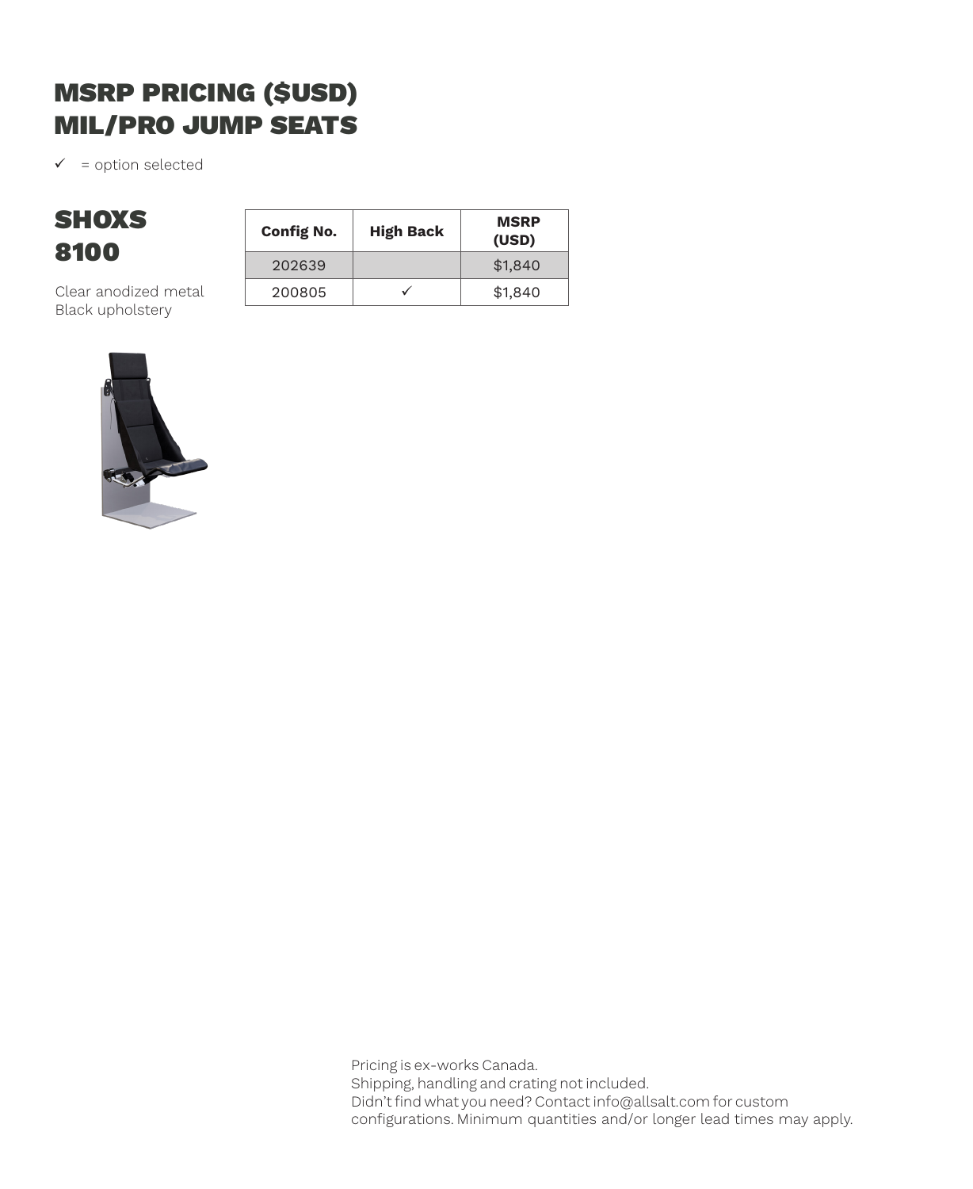# MSRP PRICING ($USD)
# MIL/PRO JUMP SEATS

✓ = option selected

## SHOXS 8100

Clear anodized metal
Black upholstery

| Config No. | High Back | MSRP (USD) |
|---|---|---|
| 202639 | | $1,840 |
| 200805 | ✓ | $1,840 |

Pricing is ex-works Canada.
Shipping, handling and crating not included.
Didn't find what you need? Contact info@allsalt.com for custom configurations. Minimum quantities and/or longer lead times may apply.